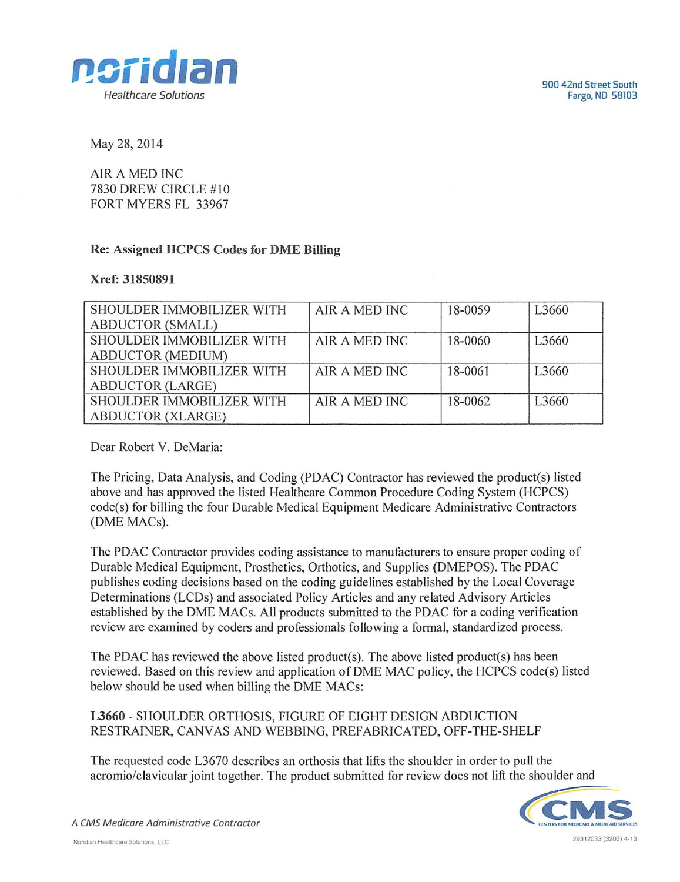noridian
Healthcare Solutions

900 42nd Street South
Fargo, ND 58103

May 28, 2014

AIR A MED INC
7830 DREW CIRCLE #10
FORT MYERS FL 33967

**Re: Assigned HCPCS Codes for DME Billing**

**Xref: 31850891**

| | | | |
|---|---|---|---|
| SHOULDER IMMOBILIZER WITH ABDUCTOR (SMALL) | AIR A MED INC | 18-0059 | L3660 |
| SHOULDER IMMOBILIZER WITH ABDUCTOR (MEDIUM) | AIR A MED INC | 18-0060 | L3660 |
| SHOULDER IMMOBILIZER WITH ABDUCTOR (LARGE) | AIR A MED INC | 18-0061 | L3660 |
| SHOULDER IMMOBILIZER WITH ABDUCTOR (XLARGE) | AIR A MED INC | 18-0062 | L3660 |

Dear Robert V. DeMaria:

The Pricing, Data Analysis, and Coding (PDAC) Contractor has reviewed the product(s) listed above and has approved the listed Healthcare Common Procedure Coding System (HCPCS) code(s) for billing the four Durable Medical Equipment Medicare Administrative Contractors (DME MACs).

The PDAC Contractor provides coding assistance to manufacturers to ensure proper coding of Durable Medical Equipment, Prosthetics, Orthotics, and Supplies (DMEPOS). The PDAC publishes coding decisions based on the coding guidelines established by the Local Coverage Determinations (LCDs) and associated Policy Articles and any related Advisory Articles established by the DME MACs. All products submitted to the PDAC for a coding verification review are examined by coders and professionals following a formal, standardized process.

The PDAC has reviewed the above listed product(s). The above listed product(s) has been reviewed. Based on this review and application of DME MAC policy, the HCPCS code(s) listed below should be used when billing the DME MACs:

**L3660** - SHOULDER ORTHOSIS, FIGURE OF EIGHT DESIGN ABDUCTION RESTRAINER, CANVAS AND WEBBING, PREFABRICATED, OFF-THE-SHELF

The requested code L3670 describes an orthosis that lifts the shoulder in order to pull the acromio/clavicular joint together. The product submitted for review does not lift the shoulder and

*A CMS Medicare Administrative Contractor*

Noridian Healthcare Solutions, LLC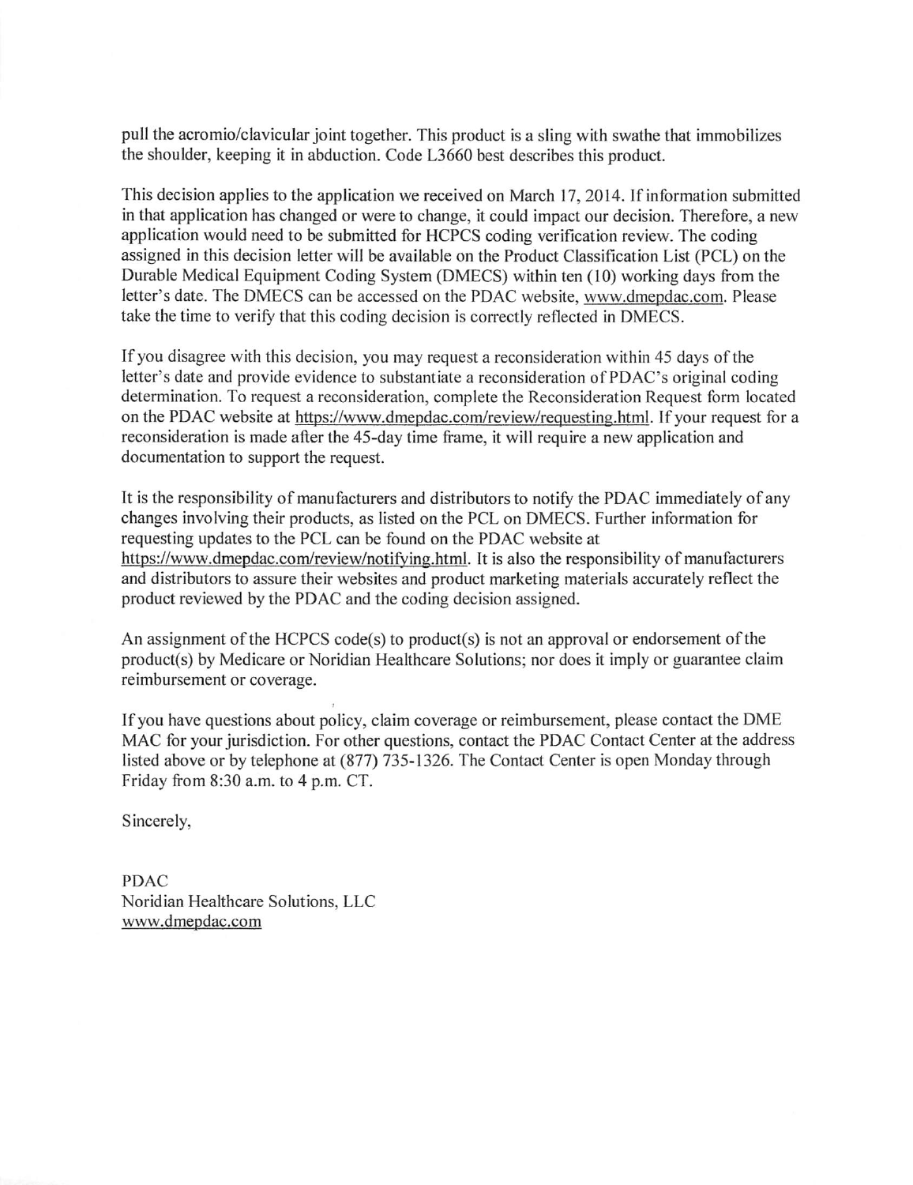pull the acromio/clavicular joint together. This product is a sling with swathe that immobilizes the shoulder, keeping it in abduction. Code L3660 best describes this product.

This decision applies to the application we received on March 17, 2014. If information submitted in that application has changed or were to change, it could impact our decision. Therefore, a new application would need to be submitted for HCPCS coding verification review. The coding assigned in this decision letter will be available on the Product Classification List (PCL) on the Durable Medical Equipment Coding System (DMECS) within ten (10) working days from the letter's date. The DMECS can be accessed on the PDAC website, www.dmepdac.com. Please take the time to verify that this coding decision is correctly reflected in DMECS.

If you disagree with this decision, you may request a reconsideration within 45 days of the letter's date and provide evidence to substantiate a reconsideration of PDAC's original coding determination. To request a reconsideration, complete the Reconsideration Request form located on the PDAC website at https://www.dmepdac.com/review/requesting.html. If your request for a reconsideration is made after the 45-day time frame, it will require a new application and documentation to support the request.

It is the responsibility of manufacturers and distributors to notify the PDAC immediately of any changes involving their products, as listed on the PCL on DMECS. Further information for requesting updates to the PCL can be found on the PDAC website at https://www.dmepdac.com/review/notifying.html. It is also the responsibility of manufacturers and distributors to assure their websites and product marketing materials accurately reflect the product reviewed by the PDAC and the coding decision assigned.

An assignment of the HCPCS code(s) to product(s) is not an approval or endorsement of the product(s) by Medicare or Noridian Healthcare Solutions; nor does it imply or guarantee claim reimbursement or coverage.

If you have questions about policy, claim coverage or reimbursement, please contact the DME MAC for your jurisdiction. For other questions, contact the PDAC Contact Center at the address listed above or by telephone at (877) 735-1326. The Contact Center is open Monday through Friday from 8:30 a.m. to 4 p.m. CT.

Sincerely,

PDAC
Noridian Healthcare Solutions, LLC
www.dmepdac.com